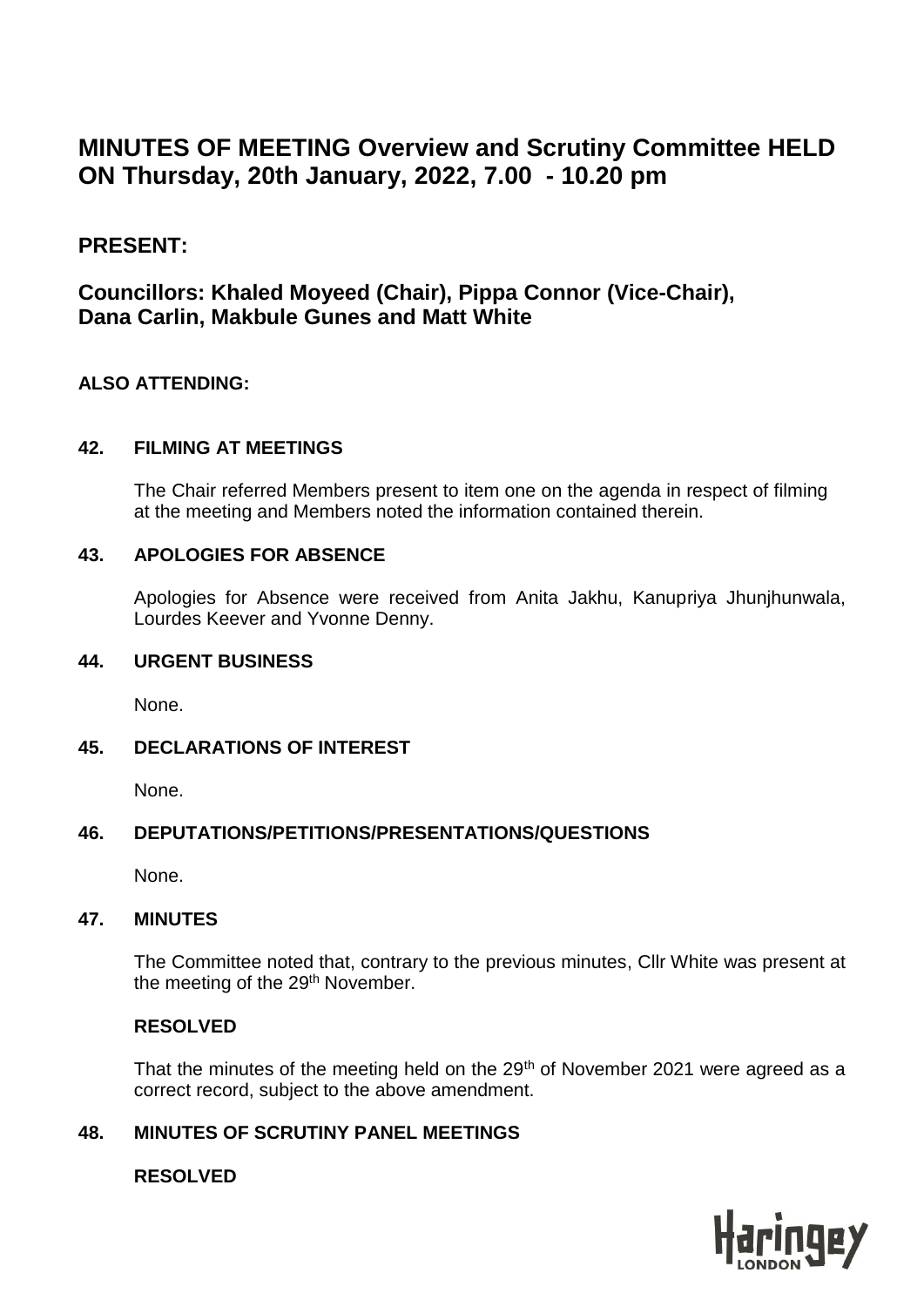# MINUTES OF MEETING Overview and Scrutiny Committee HELD ON Thursday, 20th January, 2022, 7.00 - 10.20 pm

## PRESENT:

## Councillors: Khaled Moyeed (Chair), Pippa Connor (Vice-Chair), Dana Carlin, Makbule Gunes and Matt White

**ALSO ATTENDING:**

### 42. FILMING AT MEETINGS

The Chair referred Members present to item one on the agenda in respect of filming at the meeting and Members noted the information contained therein.

### 43. APOLOGIES FOR ABSENCE

Apologies for Absence were received from Anita Jakhu, Kanupriya Jhunjhunwala, Lourdes Keever and Yvonne Denny.

### 44. URGENT BUSINESS

None.

### 45. DECLARATIONS OF INTEREST

None.

### 46. DEPUTATIONS/PETITIONS/PRESENTATIONS/QUESTIONS

None.

### 47. MINUTES

The Committee noted that, contrary to the previous minutes, Cllr White was present at the meeting of the 29th November.

**RESOLVED**

That the minutes of the meeting held on the 29th of November 2021 were agreed as a correct record, subject to the above amendment.

### 48. MINUTES OF SCRUTINY PANEL MEETINGS

**RESOLVED**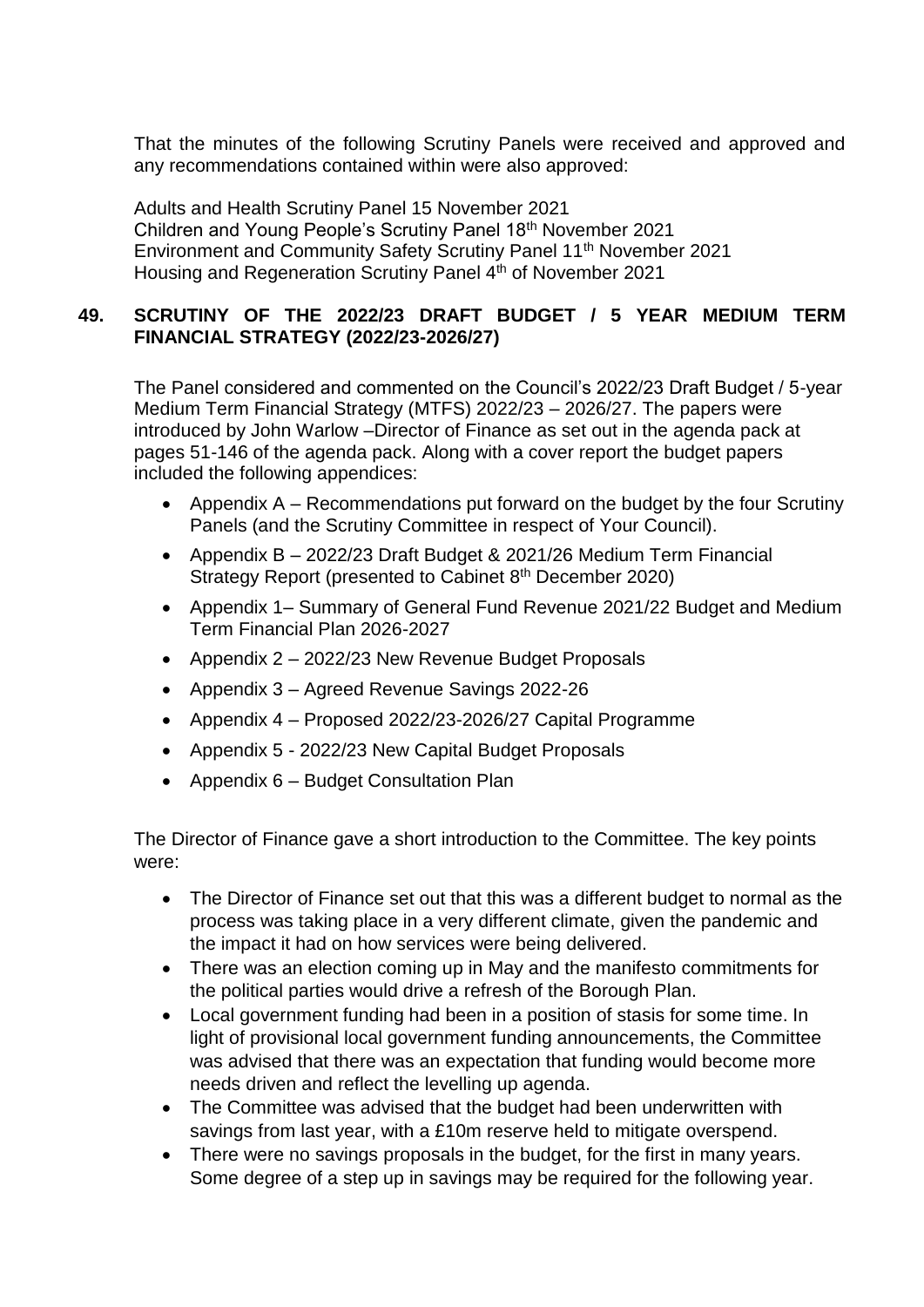That the minutes of the following Scrutiny Panels were received and approved and any recommendations contained within were also approved:

Adults and Health Scrutiny Panel 15 November 2021
Children and Young People's Scrutiny Panel 18th November 2021
Environment and Community Safety Scrutiny Panel 11th November 2021
Housing and Regeneration Scrutiny Panel 4th of November 2021

## 49. SCRUTINY OF THE 2022/23 DRAFT BUDGET / 5 YEAR MEDIUM TERM FINANCIAL STRATEGY (2022/23-2026/27)

The Panel considered and commented on the Council's 2022/23 Draft Budget / 5-year Medium Term Financial Strategy (MTFS) 2022/23 – 2026/27. The papers were introduced by John Warlow –Director of Finance as set out in the agenda pack at pages 51-146 of the agenda pack. Along with a cover report the budget papers included the following appendices:

- Appendix A – Recommendations put forward on the budget by the four Scrutiny Panels (and the Scrutiny Committee in respect of Your Council).
- Appendix B – 2022/23 Draft Budget & 2021/26 Medium Term Financial Strategy Report (presented to Cabinet 8th December 2020)
- Appendix 1– Summary of General Fund Revenue 2021/22 Budget and Medium Term Financial Plan 2026-2027
- Appendix 2 – 2022/23 New Revenue Budget Proposals
- Appendix 3 – Agreed Revenue Savings 2022-26
- Appendix 4 – Proposed 2022/23-2026/27 Capital Programme
- Appendix 5 - 2022/23 New Capital Budget Proposals
- Appendix 6 – Budget Consultation Plan

The Director of Finance gave a short introduction to the Committee. The key points were:

- The Director of Finance set out that this was a different budget to normal as the process was taking place in a very different climate, given the pandemic and the impact it had on how services were being delivered.
- There was an election coming up in May and the manifesto commitments for the political parties would drive a refresh of the Borough Plan.
- Local government funding had been in a position of stasis for some time. In light of provisional local government funding announcements, the Committee was advised that there was an expectation that funding would become more needs driven and reflect the levelling up agenda.
- The Committee was advised that the budget had been underwritten with savings from last year, with a £10m reserve held to mitigate overspend.
- There were no savings proposals in the budget, for the first in many years. Some degree of a step up in savings may be required for the following year.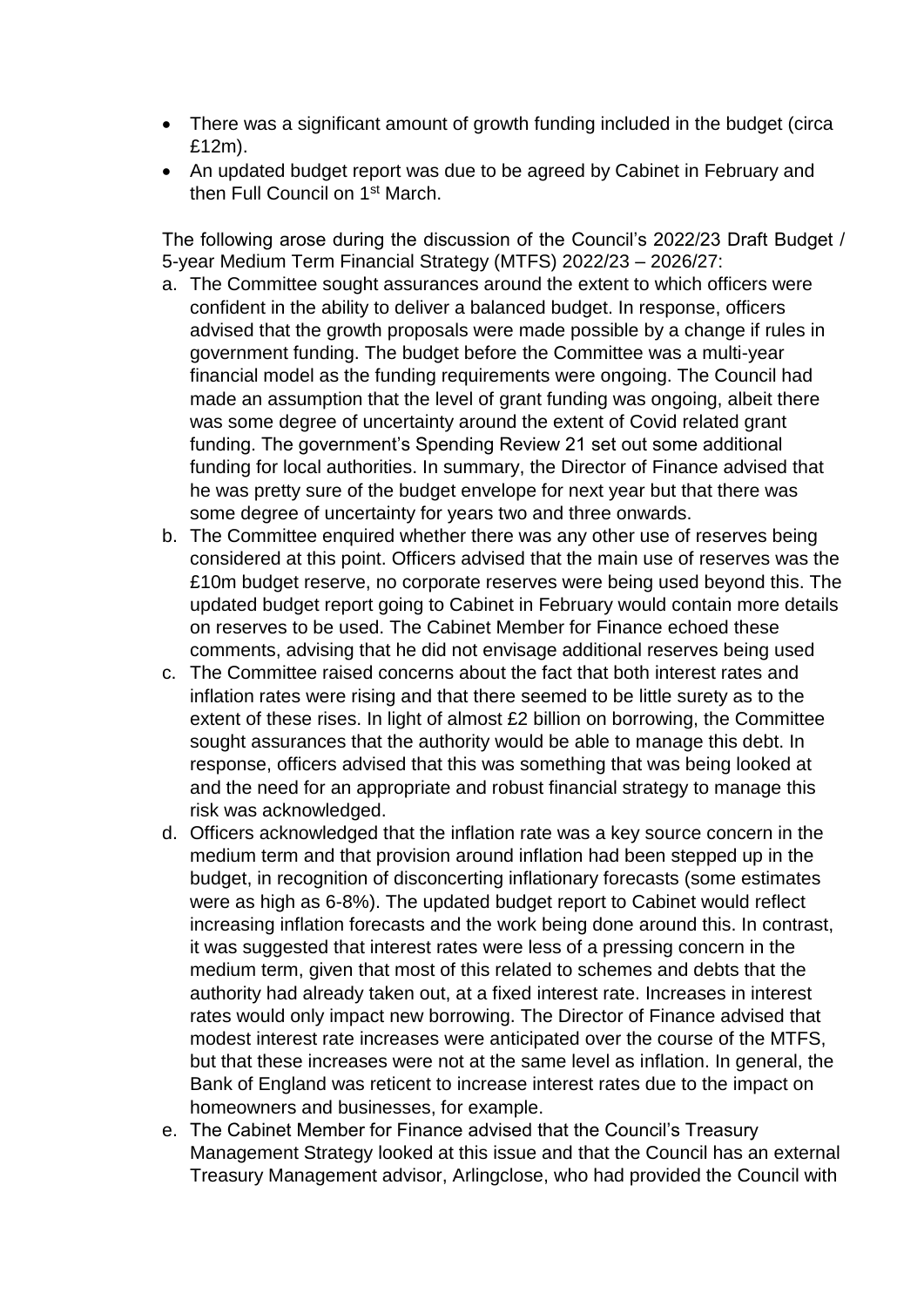- There was a significant amount of growth funding included in the budget (circa £12m).
- An updated budget report was due to be agreed by Cabinet in February and then Full Council on 1st March.

The following arose during the discussion of the Council's 2022/23 Draft Budget / 5-year Medium Term Financial Strategy (MTFS) 2022/23 – 2026/27:

a. The Committee sought assurances around the extent to which officers were confident in the ability to deliver a balanced budget. In response, officers advised that the growth proposals were made possible by a change if rules in government funding. The budget before the Committee was a multi-year financial model as the funding requirements were ongoing. The Council had made an assumption that the level of grant funding was ongoing, albeit there was some degree of uncertainty around the extent of Covid related grant funding. The government's Spending Review 21 set out some additional funding for local authorities. In summary, the Director of Finance advised that he was pretty sure of the budget envelope for next year but that there was some degree of uncertainty for years two and three onwards.
b. The Committee enquired whether there was any other use of reserves being considered at this point. Officers advised that the main use of reserves was the £10m budget reserve, no corporate reserves were being used beyond this. The updated budget report going to Cabinet in February would contain more details on reserves to be used. The Cabinet Member for Finance echoed these comments, advising that he did not envisage additional reserves being used
c. The Committee raised concerns about the fact that both interest rates and inflation rates were rising and that there seemed to be little surety as to the extent of these rises. In light of almost £2 billion on borrowing, the Committee sought assurances that the authority would be able to manage this debt. In response, officers advised that this was something that was being looked at and the need for an appropriate and robust financial strategy to manage this risk was acknowledged.
d. Officers acknowledged that the inflation rate was a key source concern in the medium term and that provision around inflation had been stepped up in the budget, in recognition of disconcerting inflationary forecasts (some estimates were as high as 6-8%). The updated budget report to Cabinet would reflect increasing inflation forecasts and the work being done around this. In contrast, it was suggested that interest rates were less of a pressing concern in the medium term, given that most of this related to schemes and debts that the authority had already taken out, at a fixed interest rate. Increases in interest rates would only impact new borrowing. The Director of Finance advised that modest interest rate increases were anticipated over the course of the MTFS, but that these increases were not at the same level as inflation. In general, the Bank of England was reticent to increase interest rates due to the impact on homeowners and businesses, for example.
e. The Cabinet Member for Finance advised that the Council's Treasury Management Strategy looked at this issue and that the Council has an external Treasury Management advisor, Arlingclose, who had provided the Council with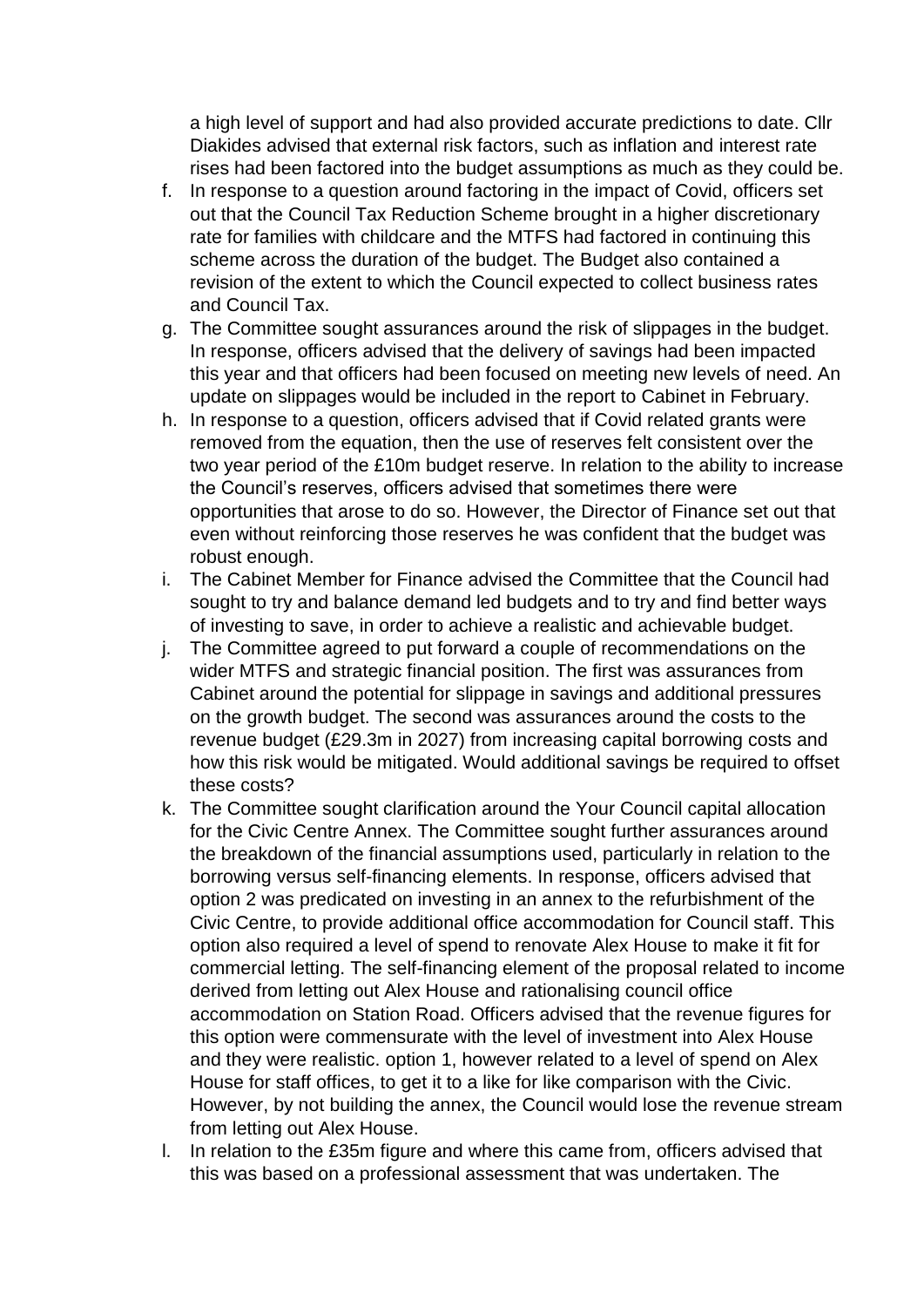a high level of support and had also provided accurate predictions to date. Cllr Diakides advised that external risk factors, such as inflation and interest rate rises had been factored into the budget assumptions as much as they could be.

f. In response to a question around factoring in the impact of Covid, officers set out that the Council Tax Reduction Scheme brought in a higher discretionary rate for families with childcare and the MTFS had factored in continuing this scheme across the duration of the budget. The Budget also contained a revision of the extent to which the Council expected to collect business rates and Council Tax.
g. The Committee sought assurances around the risk of slippages in the budget. In response, officers advised that the delivery of savings had been impacted this year and that officers had been focused on meeting new levels of need. An update on slippages would be included in the report to Cabinet in February.
h. In response to a question, officers advised that if Covid related grants were removed from the equation, then the use of reserves felt consistent over the two year period of the £10m budget reserve. In relation to the ability to increase the Council's reserves, officers advised that sometimes there were opportunities that arose to do so. However, the Director of Finance set out that even without reinforcing those reserves he was confident that the budget was robust enough.
i. The Cabinet Member for Finance advised the Committee that the Council had sought to try and balance demand led budgets and to try and find better ways of investing to save, in order to achieve a realistic and achievable budget.
j. The Committee agreed to put forward a couple of recommendations on the wider MTFS and strategic financial position. The first was assurances from Cabinet around the potential for slippage in savings and additional pressures on the growth budget. The second was assurances around the costs to the revenue budget (£29.3m in 2027) from increasing capital borrowing costs and how this risk would be mitigated. Would additional savings be required to offset these costs?
k. The Committee sought clarification around the Your Council capital allocation for the Civic Centre Annex. The Committee sought further assurances around the breakdown of the financial assumptions used, particularly in relation to the borrowing versus self-financing elements. In response, officers advised that option 2 was predicated on investing in an annex to the refurbishment of the Civic Centre, to provide additional office accommodation for Council staff. This option also required a level of spend to renovate Alex House to make it fit for commercial letting. The self-financing element of the proposal related to income derived from letting out Alex House and rationalising council office accommodation on Station Road. Officers advised that the revenue figures for this option were commensurate with the level of investment into Alex House and they were realistic. option 1, however related to a level of spend on Alex House for staff offices, to get it to a like for like comparison with the Civic. However, by not building the annex, the Council would lose the revenue stream from letting out Alex House.
l. In relation to the £35m figure and where this came from, officers advised that this was based on a professional assessment that was undertaken. The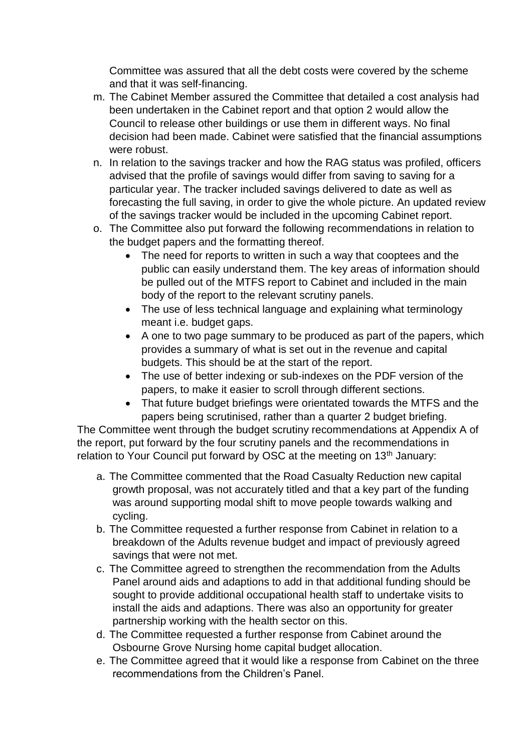Committee was assured that all the debt costs were covered by the scheme and that it was self-financing.

m. The Cabinet Member assured the Committee that detailed a cost analysis had been undertaken in the Cabinet report and that option 2 would allow the Council to release other buildings or use them in different ways. No final decision had been made. Cabinet were satisfied that the financial assumptions were robust.
n. In relation to the savings tracker and how the RAG status was profiled, officers advised that the profile of savings would differ from saving to saving for a particular year. The tracker included savings delivered to date as well as forecasting the full saving, in order to give the whole picture. An updated review of the savings tracker would be included in the upcoming Cabinet report.
o. The Committee also put forward the following recommendations in relation to the budget papers and the formatting thereof.
    - The need for reports to written in such a way that cooptees and the public can easily understand them. The key areas of information should be pulled out of the MTFS report to Cabinet and included in the main body of the report to the relevant scrutiny panels.
    - The use of less technical language and explaining what terminology meant i.e. budget gaps.
    - A one to two page summary to be produced as part of the papers, which provides a summary of what is set out in the revenue and capital budgets. This should be at the start of the report.
    - The use of better indexing or sub-indexes on the PDF version of the papers, to make it easier to scroll through different sections.
    - That future budget briefings were orientated towards the MTFS and the papers being scrutinised, rather than a quarter 2 budget briefing.

The Committee went through the budget scrutiny recommendations at Appendix A of the report, put forward by the four scrutiny panels and the recommendations in relation to Your Council put forward by OSC at the meeting on 13th January:

a. The Committee commented that the Road Casualty Reduction new capital growth proposal, was not accurately titled and that a key part of the funding was around supporting modal shift to move people towards walking and cycling.
b. The Committee requested a further response from Cabinet in relation to a breakdown of the Adults revenue budget and impact of previously agreed savings that were not met.
c. The Committee agreed to strengthen the recommendation from the Adults Panel around aids and adaptions to add in that additional funding should be sought to provide additional occupational health staff to undertake visits to install the aids and adaptions. There was also an opportunity for greater partnership working with the health sector on this.
d. The Committee requested a further response from Cabinet around the Osbourne Grove Nursing home capital budget allocation.
e. The Committee agreed that it would like a response from Cabinet on the three recommendations from the Children's Panel.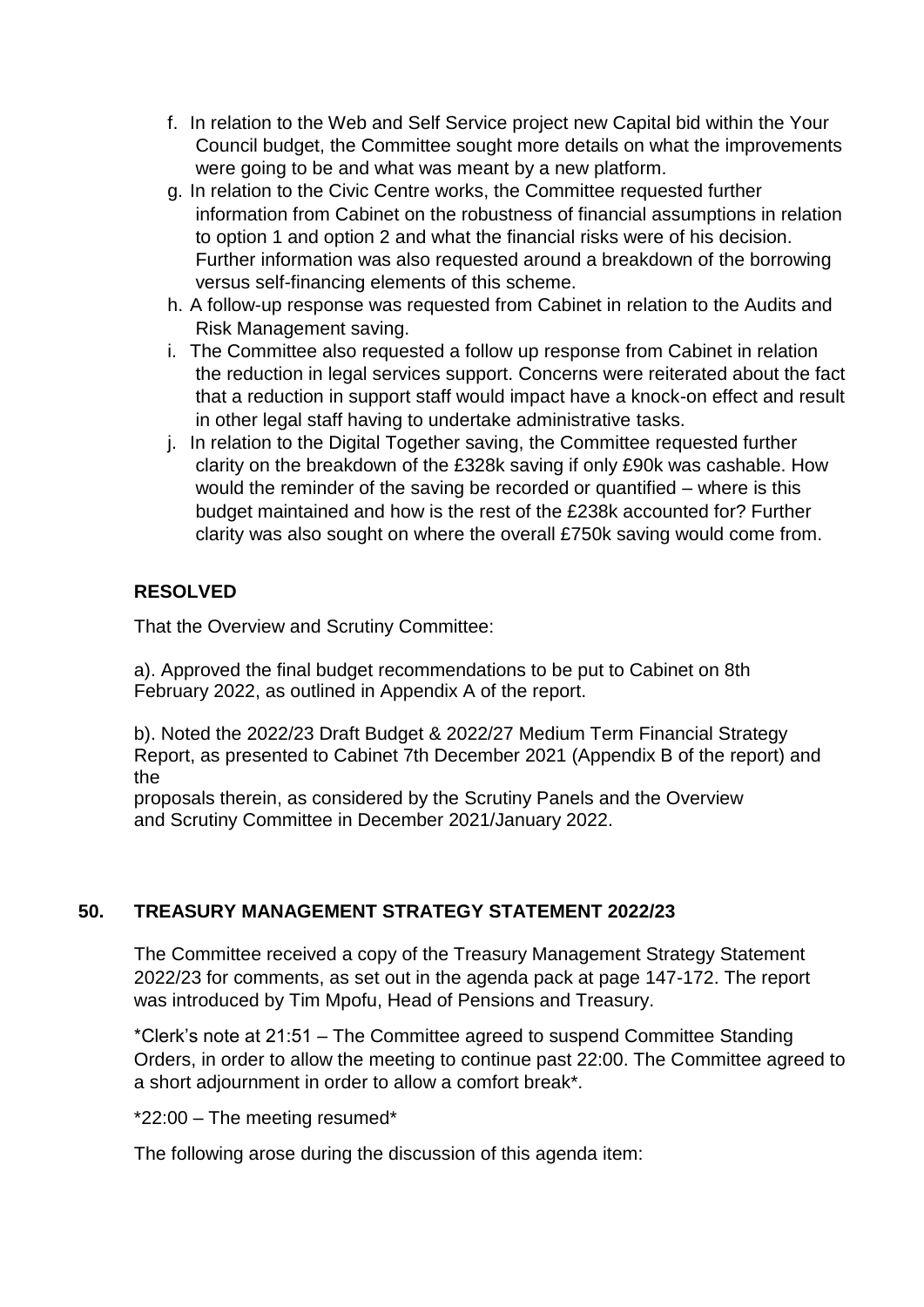f. In relation to the Web and Self Service project new Capital bid within the Your Council budget, the Committee sought more details on what the improvements were going to be and what was meant by a new platform.

g. In relation to the Civic Centre works, the Committee requested further information from Cabinet on the robustness of financial assumptions in relation to option 1 and option 2 and what the financial risks were of his decision. Further information was also requested around a breakdown of the borrowing versus self-financing elements of this scheme.

h. A follow-up response was requested from Cabinet in relation to the Audits and Risk Management saving.

i. The Committee also requested a follow up response from Cabinet in relation the reduction in legal services support. Concerns were reiterated about the fact that a reduction in support staff would impact have a knock-on effect and result in other legal staff having to undertake administrative tasks.

j. In relation to the Digital Together saving, the Committee requested further clarity on the breakdown of the £328k saving if only £90k was cashable. How would the reminder of the saving be recorded or quantified – where is this budget maintained and how is the rest of the £238k accounted for? Further clarity was also sought on where the overall £750k saving would come from.

**RESOLVED**

That the Overview and Scrutiny Committee:

a). Approved the final budget recommendations to be put to Cabinet on 8th February 2022, as outlined in Appendix A of the report.

b). Noted the 2022/23 Draft Budget & 2022/27 Medium Term Financial Strategy Report, as presented to Cabinet 7th December 2021 (Appendix B of the report) and the proposals therein, as considered by the Scrutiny Panels and the Overview and Scrutiny Committee in December 2021/January 2022.

## 50. TREASURY MANAGEMENT STRATEGY STATEMENT 2022/23

The Committee received a copy of the Treasury Management Strategy Statement 2022/23 for comments, as set out in the agenda pack at page 147-172. The report was introduced by Tim Mpofu, Head of Pensions and Treasury.

*Clerk's note at 21:51 – The Committee agreed to suspend Committee Standing Orders, in order to allow the meeting to continue past 22:00. The Committee agreed to a short adjournment in order to allow a comfort break*.

*22:00 – The meeting resumed*

The following arose during the discussion of this agenda item: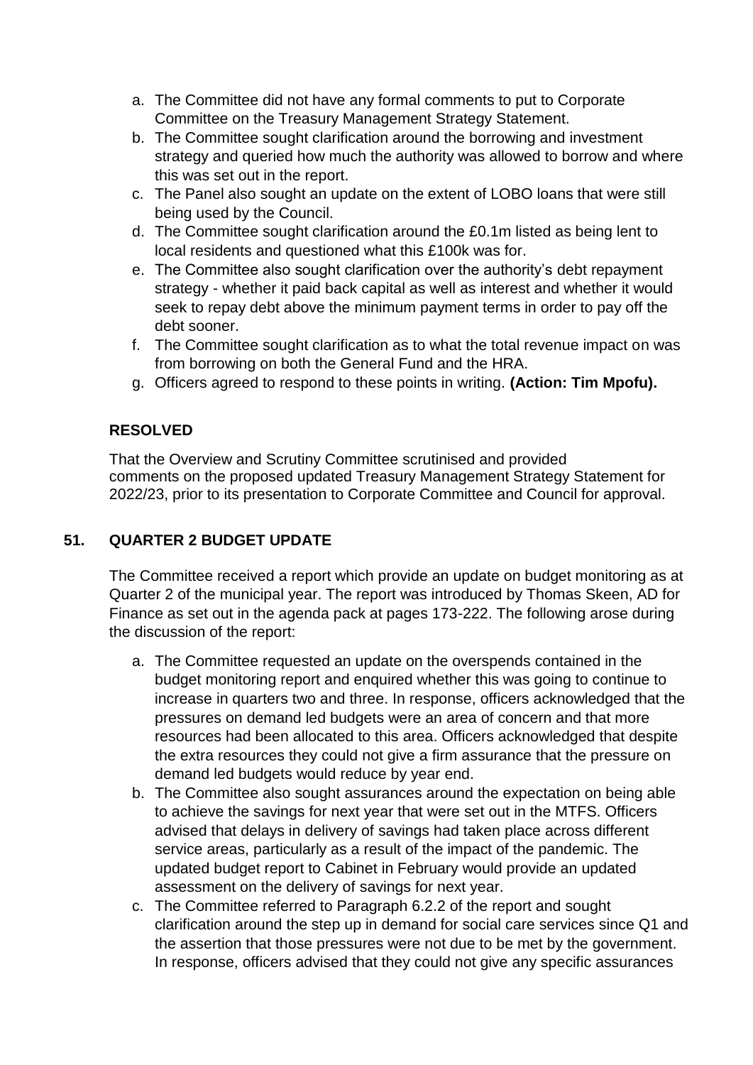a. The Committee did not have any formal comments to put to Corporate Committee on the Treasury Management Strategy Statement.
b. The Committee sought clarification around the borrowing and investment strategy and queried how much the authority was allowed to borrow and where this was set out in the report.
c. The Panel also sought an update on the extent of LOBO loans that were still being used by the Council.
d. The Committee sought clarification around the £0.1m listed as being lent to local residents and questioned what this £100k was for.
e. The Committee also sought clarification over the authority's debt repayment strategy - whether it paid back capital as well as interest and whether it would seek to repay debt above the minimum payment terms in order to pay off the debt sooner.
f. The Committee sought clarification as to what the total revenue impact on was from borrowing on both the General Fund and the HRA.
g. Officers agreed to respond to these points in writing. **(Action: Tim Mpofu).**

**RESOLVED**

That the Overview and Scrutiny Committee scrutinised and provided comments on the proposed updated Treasury Management Strategy Statement for 2022/23, prior to its presentation to Corporate Committee and Council for approval.

## 51. QUARTER 2 BUDGET UPDATE

The Committee received a report which provide an update on budget monitoring as at Quarter 2 of the municipal year. The report was introduced by Thomas Skeen, AD for Finance as set out in the agenda pack at pages 173-222. The following arose during the discussion of the report:

a. The Committee requested an update on the overspends contained in the budget monitoring report and enquired whether this was going to continue to increase in quarters two and three. In response, officers acknowledged that the pressures on demand led budgets were an area of concern and that more resources had been allocated to this area. Officers acknowledged that despite the extra resources they could not give a firm assurance that the pressure on demand led budgets would reduce by year end.
b. The Committee also sought assurances around the expectation on being able to achieve the savings for next year that were set out in the MTFS. Officers advised that delays in delivery of savings had taken place across different service areas, particularly as a result of the impact of the pandemic. The updated budget report to Cabinet in February would provide an updated assessment on the delivery of savings for next year.
c. The Committee referred to Paragraph 6.2.2 of the report and sought clarification around the step up in demand for social care services since Q1 and the assertion that those pressures were not due to be met by the government. In response, officers advised that they could not give any specific assurances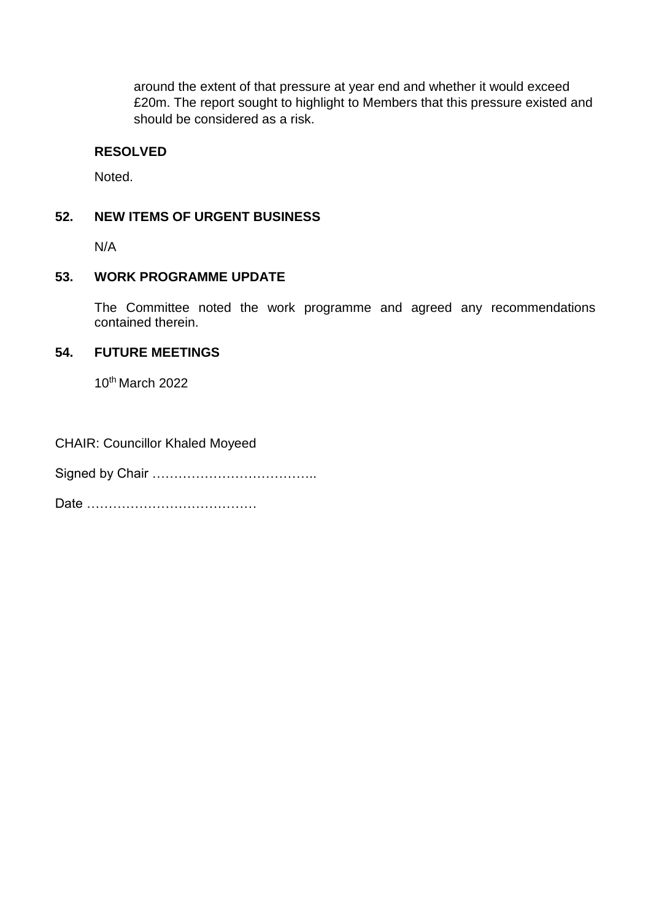around the extent of that pressure at year end and whether it would exceed £20m. The report sought to highlight to Members that this pressure existed and should be considered as a risk.

**RESOLVED**

Noted.

### 52. NEW ITEMS OF URGENT BUSINESS

N/A

### 53. WORK PROGRAMME UPDATE

The Committee noted the work programme and agreed any recommendations contained therein.

### 54. FUTURE MEETINGS

10th March 2022

CHAIR: Councillor Khaled Moyeed

Signed by Chair ………………………………..

Date …………………………………